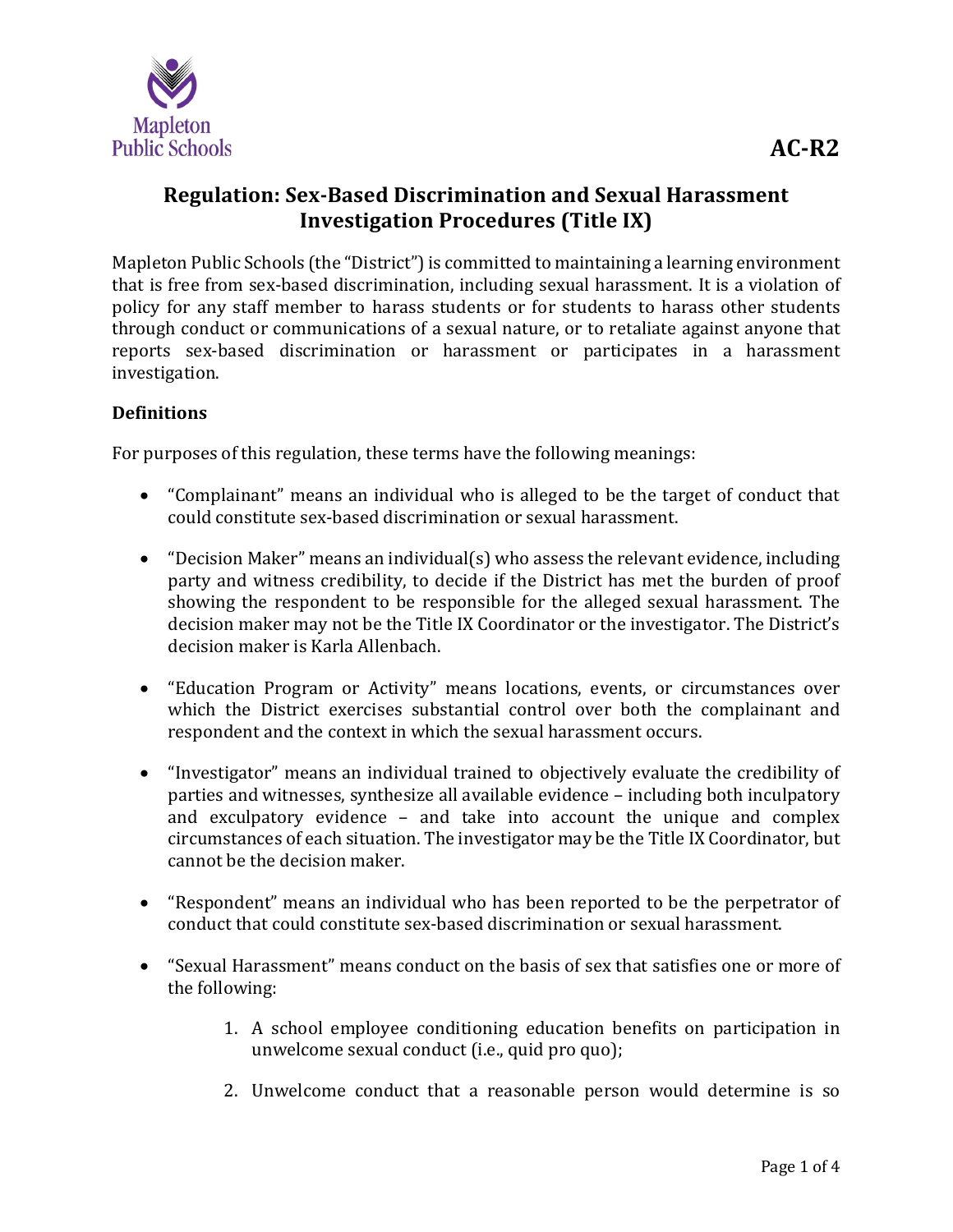AC-R2

# Regulation: Sex-Based Discrimination and Sexual Harassment Investigation Procedures (Title IX)

Mapleton Public Schools (the "District") is committed to maintaining a learning environment that is free from sex-based discrimination, including sexual harassment. It is a violation of policy for any staff member to harass students or for students to harass other students through conduct or communications of a sexual nature, or to retaliate against anyone that reports sex-based discrimination or harassment or participates in a harassment investigation.

**Definitions**

For purposes of this regulation, these terms have the following meanings:

- "Complainant" means an individual who is alleged to be the target of conduct that could constitute sex-based discrimination or sexual harassment.

- "Decision Maker" means an individual(s) who assess the relevant evidence, including party and witness credibility, to decide if the District has met the burden of proof showing the respondent to be responsible for the alleged sexual harassment. The decision maker may not be the Title IX Coordinator or the investigator. The District's decision maker is Karla Allenbach.

- "Education Program or Activity" means locations, events, or circumstances over which the District exercises substantial control over both the complainant and respondent and the context in which the sexual harassment occurs.

- "Investigator" means an individual trained to objectively evaluate the credibility of parties and witnesses, synthesize all available evidence – including both inculpatory and exculpatory evidence – and take into account the unique and complex circumstances of each situation. The investigator may be the Title IX Coordinator, but cannot be the decision maker.

- "Respondent" means an individual who has been reported to be the perpetrator of conduct that could constitute sex-based discrimination or sexual harassment.

- "Sexual Harassment" means conduct on the basis of sex that satisfies one or more of the following:

  1. A school employee conditioning education benefits on participation in unwelcome sexual conduct (i.e., quid pro quo);

  2. Unwelcome conduct that a reasonable person would determine is so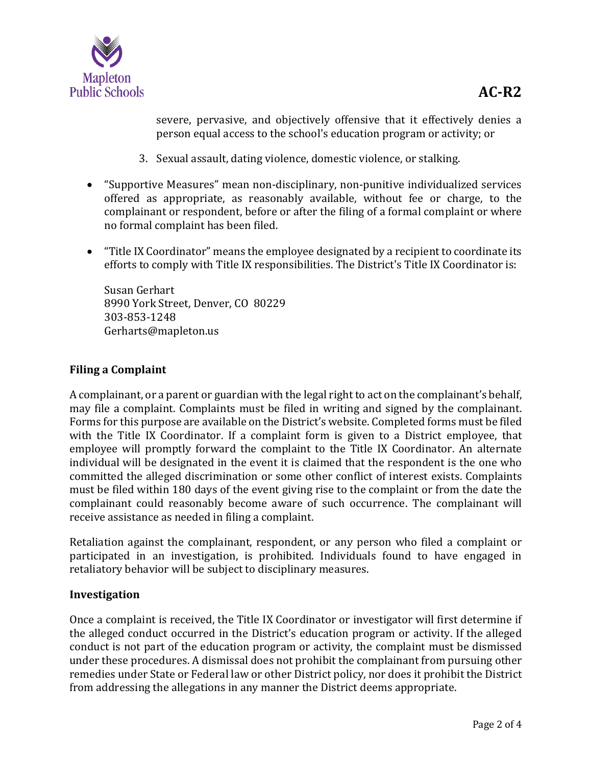severe, pervasive, and objectively offensive that it effectively denies a person equal access to the school's education program or activity; or

3. Sexual assault, dating violence, domestic violence, or stalking.

- "Supportive Measures" mean non-disciplinary, non-punitive individualized services offered as appropriate, as reasonably available, without fee or charge, to the complainant or respondent, before or after the filing of a formal complaint or where no formal complaint has been filed.

- "Title IX Coordinator" means the employee designated by a recipient to coordinate its efforts to comply with Title IX responsibilities. The District's Title IX Coordinator is:

  Susan Gerhart
  8990 York Street, Denver, CO 80229
  303-853-1248
  Gerharts@mapleton.us

**Filing a Complaint**

A complainant, or a parent or guardian with the legal right to act on the complainant's behalf, may file a complaint. Complaints must be filed in writing and signed by the complainant. Forms for this purpose are available on the District's website. Completed forms must be filed with the Title IX Coordinator. If a complaint form is given to a District employee, that employee will promptly forward the complaint to the Title IX Coordinator. An alternate individual will be designated in the event it is claimed that the respondent is the one who committed the alleged discrimination or some other conflict of interest exists. Complaints must be filed within 180 days of the event giving rise to the complaint or from the date the complainant could reasonably become aware of such occurrence. The complainant will receive assistance as needed in filing a complaint.

Retaliation against the complainant, respondent, or any person who filed a complaint or participated in an investigation, is prohibited. Individuals found to have engaged in retaliatory behavior will be subject to disciplinary measures.

**Investigation**

Once a complaint is received, the Title IX Coordinator or investigator will first determine if the alleged conduct occurred in the District's education program or activity. If the alleged conduct is not part of the education program or activity, the complaint must be dismissed under these procedures. A dismissal does not prohibit the complainant from pursuing other remedies under State or Federal law or other District policy, nor does it prohibit the District from addressing the allegations in any manner the District deems appropriate.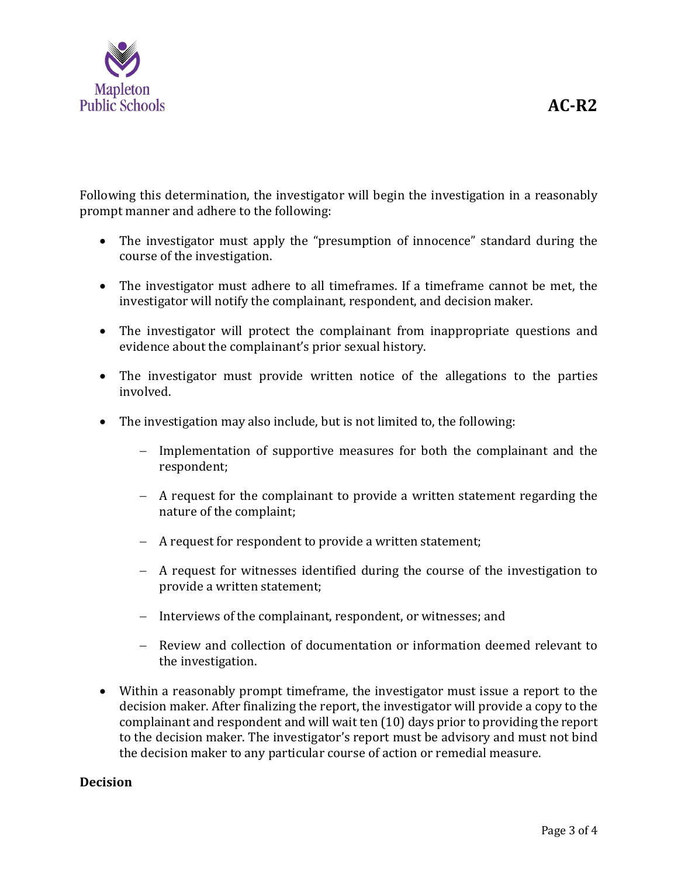Following this determination, the investigator will begin the investigation in a reasonably prompt manner and adhere to the following:

- The investigator must apply the "presumption of innocence" standard during the course of the investigation.
- The investigator must adhere to all timeframes. If a timeframe cannot be met, the investigator will notify the complainant, respondent, and decision maker.
- The investigator will protect the complainant from inappropriate questions and evidence about the complainant's prior sexual history.
- The investigator must provide written notice of the allegations to the parties involved.
- The investigation may also include, but is not limited to, the following:
  - Implementation of supportive measures for both the complainant and the respondent;
  - A request for the complainant to provide a written statement regarding the nature of the complaint;
  - A request for respondent to provide a written statement;
  - A request for witnesses identified during the course of the investigation to provide a written statement;
  - Interviews of the complainant, respondent, or witnesses; and
  - Review and collection of documentation or information deemed relevant to the investigation.
- Within a reasonably prompt timeframe, the investigator must issue a report to the decision maker. After finalizing the report, the investigator will provide a copy to the complainant and respondent and will wait ten (10) days prior to providing the report to the decision maker. The investigator's report must be advisory and must not bind the decision maker to any particular course of action or remedial measure.

**Decision**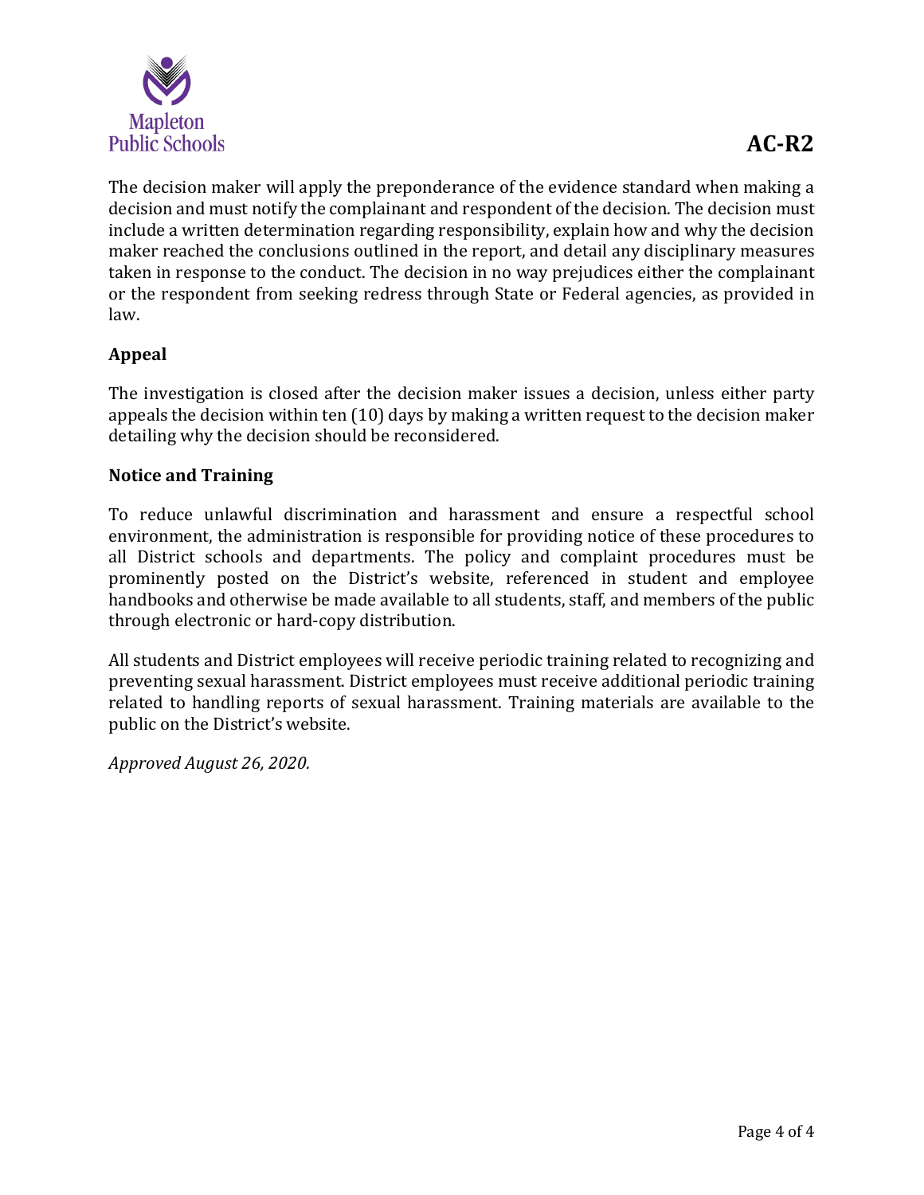The decision maker will apply the preponderance of the evidence standard when making a decision and must notify the complainant and respondent of the decision. The decision must include a written determination regarding responsibility, explain how and why the decision maker reached the conclusions outlined in the report, and detail any disciplinary measures taken in response to the conduct. The decision in no way prejudices either the complainant or the respondent from seeking redress through State or Federal agencies, as provided in law.

**Appeal**

The investigation is closed after the decision maker issues a decision, unless either party appeals the decision within ten (10) days by making a written request to the decision maker detailing why the decision should be reconsidered.

**Notice and Training**

To reduce unlawful discrimination and harassment and ensure a respectful school environment, the administration is responsible for providing notice of these procedures to all District schools and departments. The policy and complaint procedures must be prominently posted on the District's website, referenced in student and employee handbooks and otherwise be made available to all students, staff, and members of the public through electronic or hard-copy distribution.

All students and District employees will receive periodic training related to recognizing and preventing sexual harassment. District employees must receive additional periodic training related to handling reports of sexual harassment. Training materials are available to the public on the District's website.

*Approved August 26, 2020.*